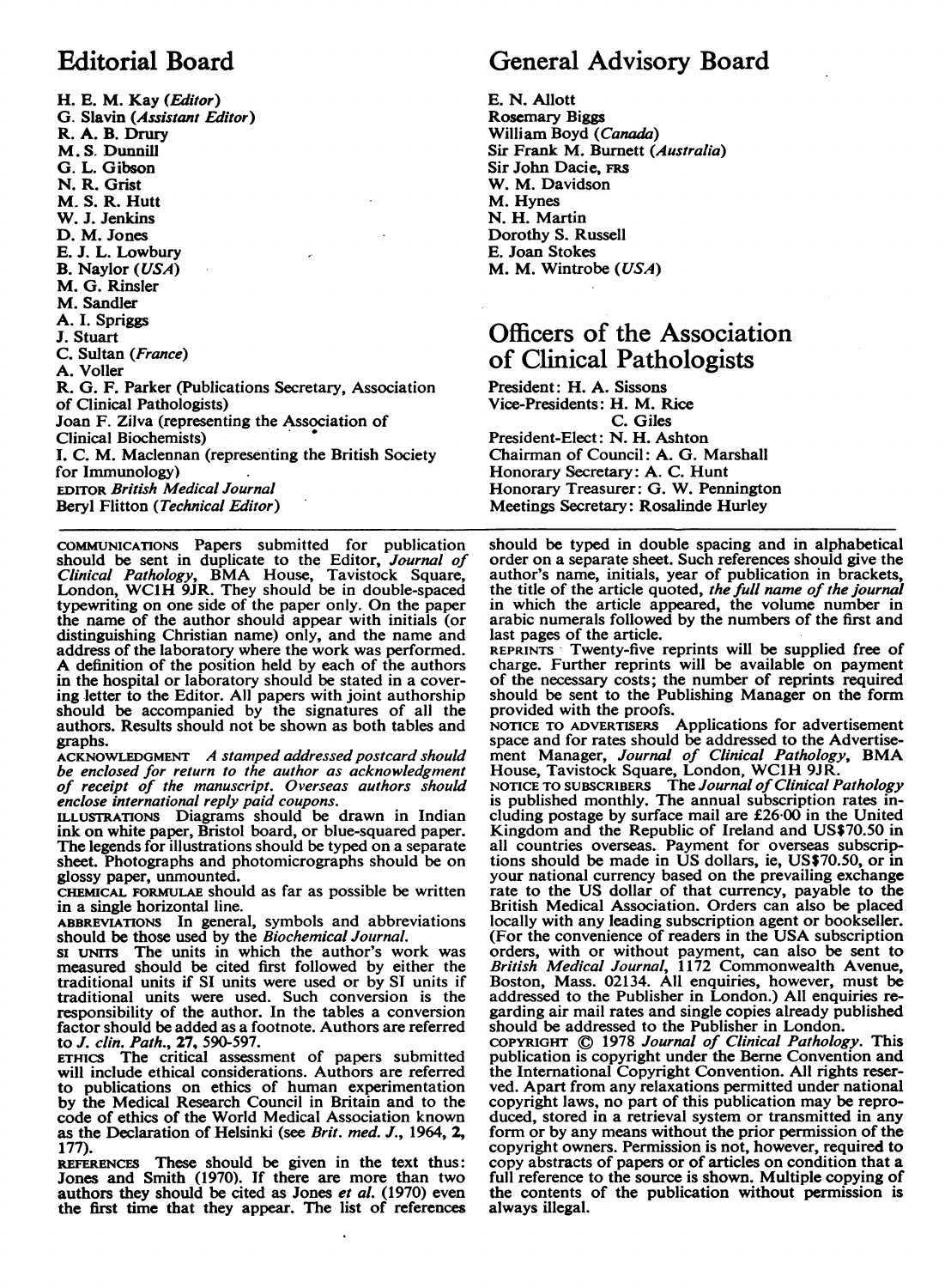## Editorial Board

H. E. M. Kay (*Editor*)
G. Slavin (*Assistant Editor*)
R. A. B. Drury
M. S. Dunnill
G. L. Gibson
N. R. Grist
M. S. R. Hutt
W. J. Jenkins
D. M. Jones
E. J. L. Lowbury
B. Naylor (*USA*)
M. G. Rinsler
M. Sandler
A. I. Spriggs
J. Stuart
C. Sultan (*France*)
A. Voller
R. G. F. Parker (Publications Secretary, Association of Clinical Pathologists)
Joan F. Zilva (representing the Association of Clinical Biochemists)
I. C. M. Maclennan (representing the British Society for Immunology)
EDITOR *British Medical Journal*
Beryl Flitton (*Technical Editor*)

## General Advisory Board

E. N. Allott
Rosemary Biggs
William Boyd (*Canada*)
Sir Frank M. Burnett (*Australia*)
Sir John Dacie, FRS
W. M. Davidson
M. Hynes
N. H. Martin
Dorothy S. Russell
E. Joan Stokes
M. M. Wintrobe (*USA*)

## Officers of the Association of Clinical Pathologists

President: H. A. Sissons
Vice-Presidents: H. M. Rice
C. Giles
President-Elect: N. H. Ashton
Chairman of Council: A. G. Marshall
Honorary Secretary: A. C. Hunt
Honorary Treasurer: G. W. Pennington
Meetings Secretary: Rosalinde Hurley

---

COMMUNICATIONS Papers submitted for publication should be sent in duplicate to the Editor, *Journal of Clinical Pathology*, BMA House, Tavistock Square, London, WC1H 9JR. They should be in double-spaced typewriting on one side of the paper only. On the paper the name of the author should appear with initials (or distinguishing Christian name) only, and the name and address of the laboratory where the work was performed. A definition of the position held by each of the authors in the hospital or laboratory should be stated in a covering letter to the Editor. All papers with joint authorship should be accompanied by the signatures of all the authors. Results should not be shown as both tables and graphs.

ACKNOWLEDGMENT *A stamped addressed postcard should be enclosed for return to the author as acknowledgment of receipt of the manuscript. Overseas authors should enclose international reply paid coupons.*

ILLUSTRATIONS Diagrams should be drawn in Indian ink on white paper, Bristol board, or blue-squared paper. The legends for illustrations should be typed on a separate sheet. Photographs and photomicrographs should be on glossy paper, unmounted.

CHEMICAL FORMULAE should as far as possible be written in a single horizontal line.

ABBREVIATIONS In general, symbols and abbreviations should be those used by the *Biochemical Journal*.

SI UNITS The units in which the author's work was measured should be cited first followed by either the traditional units if SI units were used or by SI units if traditional units were used. Such conversion is the responsibility of the author. In the tables a conversion factor should be added as a footnote. Authors are referred to *J. clin. Path.*, 27, 590-597.

ETHICS The critical assessment of papers submitted will include ethical considerations. Authors are referred to publications on ethics of human experimentation by the Medical Research Council in Britain and to the code of ethics of the World Medical Association known as the Declaration of Helsinki (see *Brit. med. J.*, 1964, 2, 177).

REFERENCES These should be given in the text thus: Jones and Smith (1970). If there are more than two authors they should be cited as Jones *et al.* (1970) even the first time that they appear. The list of references should be typed in double spacing and in alphabetical order on a separate sheet. Such references should give the author's name, initials, year of publication in brackets, the title of the article quoted, *the full name of the journal* in which the article appeared, the volume number in arabic numerals followed by the numbers of the first and last pages of the article.

REPRINTS Twenty-five reprints will be supplied free of charge. Further reprints will be available on payment of the necessary costs; the number of reprints required should be sent to the Publishing Manager on the form provided with the proofs.

NOTICE TO ADVERTISERS Applications for advertisement space and for rates should be addressed to the Advertisement Manager, *Journal of Clinical Pathology*, BMA House, Tavistock Square, London, WC1H 9JR.

NOTICE TO SUBSCRIBERS The *Journal of Clinical Pathology* is published monthly. The annual subscription rates including postage by surface mail are £26·00 in the United Kingdom and the Republic of Ireland and US$70.50 in all countries overseas. Payment for overseas subscriptions should be made in US dollars, ie, US$70.50, or in your national currency based on the prevailing exchange rate to the US dollar of that currency, payable to the British Medical Association. Orders can also be placed locally with any leading subscription agent or bookseller. (For the convenience of readers in the USA subscription orders, with or without payment, can also be sent to *British Medical Journal*, 1172 Commonwealth Avenue, Boston, Mass. 02134. All enquiries, however, must be addressed to the Publisher in London.) All enquiries regarding air mail rates and single copies already published should be addressed to the Publisher in London.

COPYRIGHT © 1978 *Journal of Clinical Pathology*. This publication is copyright under the Berne Convention and the International Copyright Convention. All rights reserved. Apart from any relaxations permitted under national copyright laws, no part of this publication may be reproduced, stored in a retrieval system or transmitted in any form or by any means without the prior permission of the copyright owners. Permission is not, however, required to copy abstracts of papers or of articles on condition that a full reference to the source is shown. Multiple copying of the contents of the publication without permission is always illegal.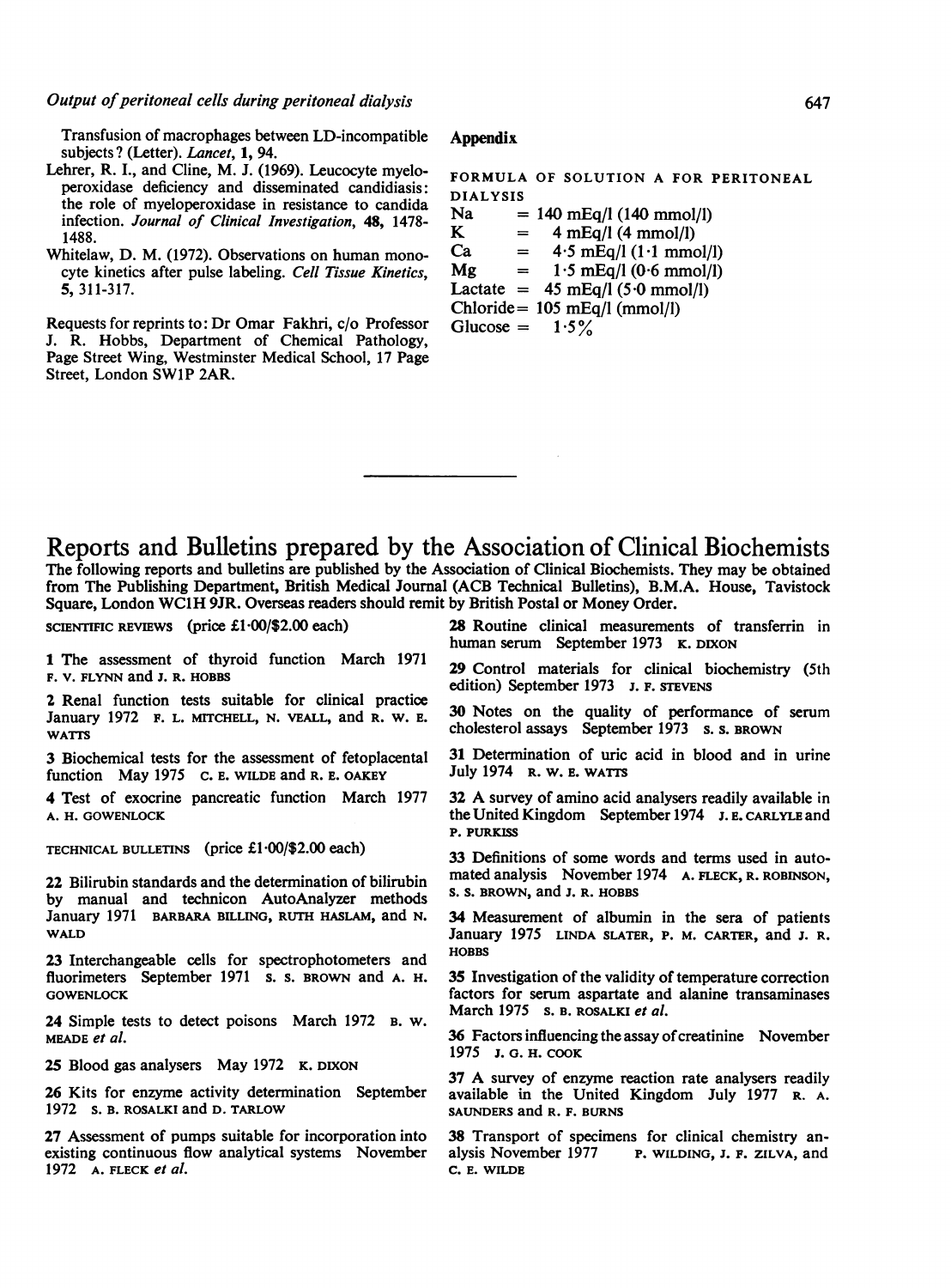Transfusion of macrophages between LD-incompatible subjects? (Letter). *Lancet*, **1**, 94.

Lehrer, R. I., and Cline, M. J. (1969). Leucocyte myeloperoxidase deficiency and disseminated candidiasis: the role of myeloperoxidase in resistance to candida infection. *Journal of Clinical Investigation*, **48**, 1478-1488.

Whitelaw, D. M. (1972). Observations on human monocyte kinetics after pulse labeling. *Cell Tissue Kinetics*, **5**, 311-317.

Requests for reprints to: Dr Omar Fakhri, c/o Professor J. R. Hobbs, Department of Chemical Pathology, Page Street Wing, Westminster Medical School, 17 Page Street, London SW1P 2AR.

## Appendix

FORMULA OF SOLUTION A FOR PERITONEAL DIALYSIS

| | | |
|---|---|---|
| Na | = | 140 mEq/l (140 mmol/l) |
| K | = | 4 mEq/l (4 mmol/l) |
| Ca | = | 4·5 mEq/l (1·1 mmol/l) |
| Mg | = | 1·5 mEq/l (0·6 mmol/l) |
| Lactate | = | 45 mEq/l (5·0 mmol/l) |
| Chloride | = | 105 mEq/l (mmol/l) |
| Glucose | = | 1·5% |

# Reports and Bulletins prepared by the Association of Clinical Biochemists

The following reports and bulletins are published by the Association of Clinical Biochemists. They may be obtained from The Publishing Department, British Medical Journal (ACB Technical Bulletins), B.M.A. House, Tavistock Square, London WC1H 9JR. Overseas readers should remit by British Postal or Money Order.

SCIENTIFIC REVIEWS (price £1·00/$2.00 each)

1 The assessment of thyroid function March 1971 F. V. FLYNN and J. R. HOBBS

2 Renal function tests suitable for clinical practice January 1972 F. L. MITCHELL, N. VEALL, and R. W. E. WATTS

3 Biochemical tests for the assessment of fetoplacental function May 1975 C. E. WILDE and R. E. OAKEY

4 Test of exocrine pancreatic function March 1977 A. H. GOWENLOCK

TECHNICAL BULLETINS (price £1·00/$2.00 each)

22 Bilirubin standards and the determination of bilirubin by manual and technicon AutoAnalyzer methods January 1971 BARBARA BILLING, RUTH HASLAM, and N. WALD

23 Interchangeable cells for spectrophotometers and fluorimeters September 1971 S. S. BROWN and A. H. GOWENLOCK

24 Simple tests to detect poisons March 1972 B. W. MEADE *et al.*

25 Blood gas analysers May 1972 K. DIXON

26 Kits for enzyme activity determination September 1972 S. B. ROSALKI and D. TARLOW

27 Assessment of pumps suitable for incorporation into existing continuous flow analytical systems November 1972 A. FLECK *et al.*

28 Routine clinical measurements of transferrin in human serum September 1973 K. DIXON

29 Control materials for clinical biochemistry (5th edition) September 1973 J. F. STEVENS

30 Notes on the quality of performance of serum cholesterol assays September 1973 S. S. BROWN

31 Determination of uric acid in blood and in urine July 1974 R. W. E. WATTS

32 A survey of amino acid analysers readily available in the United Kingdom September 1974 J. E. CARLYLE and P. PURKISS

33 Definitions of some words and terms used in automated analysis November 1974 A. FLECK, R. ROBINSON, S. S. BROWN, and J. R. HOBBS

34 Measurement of albumin in the sera of patients January 1975 LINDA SLATER, P. M. CARTER, and J. R. HOBBS

35 Investigation of the validity of temperature correction factors for serum aspartate and alanine transaminases March 1975 S. B. ROSALKI *et al.*

36 Factors influencing the assay of creatinine November 1975 J. G. H. COOK

37 A survey of enzyme reaction rate analysers readily available in the United Kingdom July 1977 R. A. SAUNDERS and R. F. BURNS

38 Transport of specimens for clinical chemistry analysis November 1977 P. WILDING, J. F. ZILVA, and C. E. WILDE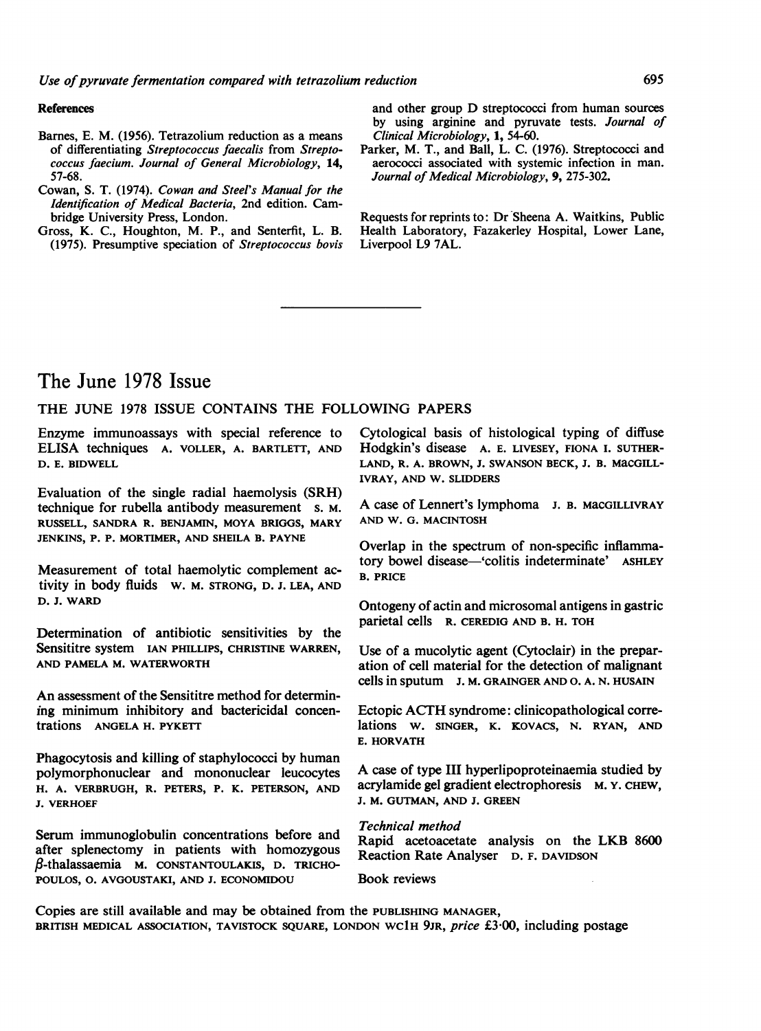## References

Barnes, E. M. (1956). Tetrazolium reduction as a means of differentiating *Streptococcus faecalis* from *Streptococcus faecium*. *Journal of General Microbiology*, **14**, 57-68.

Cowan, S. T. (1974). *Cowan and Steel's Manual for the Identification of Medical Bacteria*, 2nd edition. Cambridge University Press, London.

Gross, K. C., Houghton, M. P., and Senterfit, L. B. (1975). Presumptive speciation of *Streptococcus bovis* and other group D streptococci from human sources by using arginine and pyruvate tests. *Journal of Clinical Microbiology*, **1**, 54-60.

Parker, M. T., and Ball, L. C. (1976). Streptococci and aerococci associated with systemic infection in man. *Journal of Medical Microbiology*, **9**, 275-302.

Requests for reprints to: Dr Sheena A. Waitkins, Public Health Laboratory, Fazakerley Hospital, Lower Lane, Liverpool L9 7AL.

---

# The June 1978 Issue

THE JUNE 1978 ISSUE CONTAINS THE FOLLOWING PAPERS

Enzyme immunoassays with special reference to ELISA techniques A. VOLLER, A. BARTLETT, AND D. E. BIDWELL

Evaluation of the single radial haemolysis (SRH) technique for rubella antibody measurement S. M. RUSSELL, SANDRA R. BENJAMIN, MOYA BRIGGS, MARY JENKINS, P. P. MORTIMER, AND SHEILA B. PAYNE

Measurement of total haemolytic complement activity in body fluids W. M. STRONG, D. J. LEA, AND D. J. WARD

Determination of antibiotic sensitivities by the Sensititre system IAN PHILLIPS, CHRISTINE WARREN, AND PAMELA M. WATERWORTH

An assessment of the Sensititre method for determining minimum inhibitory and bactericidal concentrations ANGELA H. PYKETT

Phagocytosis and killing of staphylococci by human polymorphonuclear and mononuclear leucocytes H. A. VERBRUGH, R. PETERS, P. K. PETERSON, AND J. VERHOEF

Serum immunoglobulin concentrations before and after splenectomy in patients with homozygous $\beta$-thalassaemia M. CONSTANTOULAKIS, D. TRICHOPOULOS, O. AVGOUSTAKI, AND J. ECONOMIDOU

Cytological basis of histological typing of diffuse Hodgkin's disease A. E. LIVESEY, FIONA I. SUTHERLAND, R. A. BROWN, J. SWANSON BECK, J. B. MACGILLIVRAY, AND W. SLIDDERS

A case of Lennert's lymphoma J. B. MACGILLIVRAY AND W. G. MACINTOSH

Overlap in the spectrum of non-specific inflammatory bowel disease—'colitis indeterminate' ASHLEY B. PRICE

Ontogeny of actin and microsomal antigens in gastric parietal cells R. CEREDIG AND B. H. TOH

Use of a mucolytic agent (Cytoclair) in the preparation of cell material for the detection of malignant cells in sputum J. M. GRAINGER AND O. A. N. HUSAIN

Ectopic ACTH syndrome: clinicopathological correlations W. SINGER, K. KOVACS, N. RYAN, AND E. HORVATH

A case of type III hyperlipoproteinaemia studied by acrylamide gel gradient electrophoresis M. Y. CHEW, J. M. GUTMAN, AND J. GREEN

*Technical method*

Rapid acetoacetate analysis on the LKB 8600 Reaction Rate Analyser D. F. DAVIDSON

Book reviews

Copies are still available and may be obtained from the PUBLISHING MANAGER, BRITISH MEDICAL ASSOCIATION, TAVISTOCK SQUARE, LONDON WC1H 9JR, *price* £3·00, including postage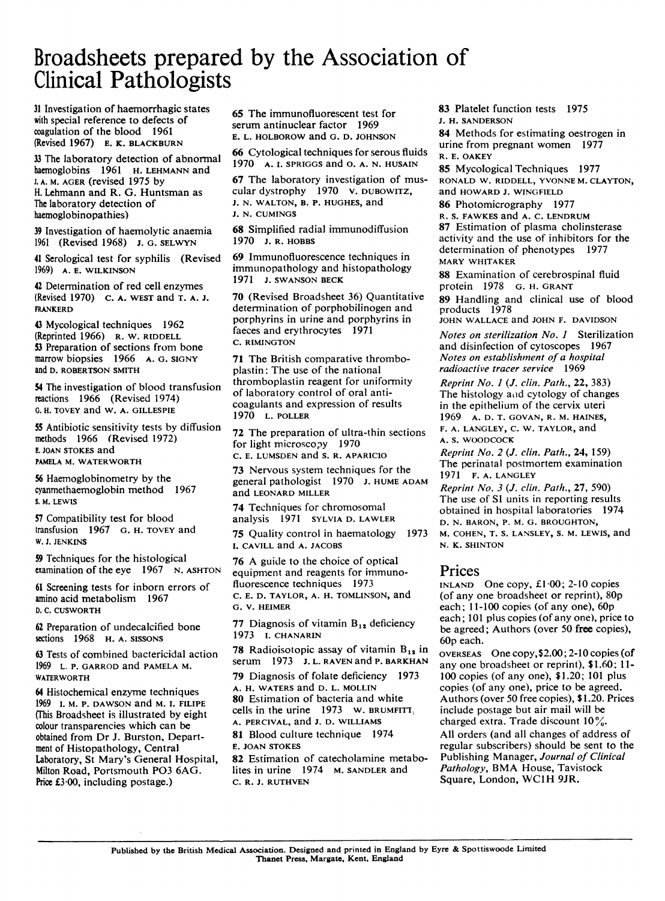# Broadsheets prepared by the Association of Clinical Pathologists

**31** Investigation of haemorrhagic states with special reference to defects of coagulation of the blood 1961 (Revised 1967) E. K. BLACKBURN

**33** The laboratory detection of abnormal haemoglobins 1961 H. LEHMANN and J. A. M. AGER (revised 1975 by H. Lehmann and R. G. Huntsman as The laboratory detection of haemoglobinopathies)

**39** Investigation of haemolytic anaemia 1961 (Revised 1968) J. G. SELWYN

**41** Serological test for syphilis (Revised 1969) A. E. WILKINSON

**42** Determination of red cell enzymes (Revised 1970) C. A. WEST and T. A. J. FRANKERD

**43** Mycological techniques 1962 (Reprinted 1966) R. W. RIDDELL

**53** Preparation of sections from bone marrow biopsies 1966 A. G. SIGNY and D. ROBERTSON SMITH

**54** The investigation of blood transfusion reactions 1966 (Revised 1974) G. H. TOVEY and W. A. GILLESPIE

**55** Antibiotic sensitivity tests by diffusion methods 1966 (Revised 1972) E. JOAN STOKES and PAMELA M. WATERWORTH

**56** Haemoglobinometry by the cyanmethaemoglobin method 1967 S. M. LEWIS

**57** Compatibility test for blood transfusion 1967 G. H. TOVEY and W. J. JENKINS

**59** Techniques for the histological examination of the eye 1967 N. ASHTON

**61** Screening tests for inborn errors of amino acid metabolism 1967 D. C. CUSWORTH

**62** Preparation of undecalcified bone sections 1968 H. A. SISSONS

**63** Tests of combined bactericidal action 1969 L. P. GARROD and PAMELA M. WATERWORTH

**64** Histochemical enzyme techniques 1969 I. M. P. DAWSON and M. I. FILIPE (This Broadsheet is illustrated by eight colour transparencies which can be obtained from Dr J. Burston, Department of Histopathology, Central Laboratory, St Mary's General Hospital, Milton Road, Portsmouth PO3 6AG. Price £3·00, including postage.)

**65** The immunofluorescent test for serum antinuclear factor 1969 E. L. HOLBOROW and G. D. JOHNSON

**66** Cytological techniques for serous fluids 1970 A. I. SPRIGGS and O. A. N. HUSAIN

**67** The laboratory investigation of muscular dystrophy 1970 V. DUBOWITZ, J. N. WALTON, B. P. HUGHES, and J. N. CUMINGS

**68** Simplified radial immunodiffusion 1970 J. R. HOBBS

**69** Immunofluorescence techniques in immunopathology and histopathology 1971 J. SWANSON BECK

**70** (Revised Broadsheet 36) Quantitative determination of porphobilinogen and porphyrins in urine and porphyrins in faeces and erythrocytes 1971 C. RIMINGTON

**71** The British comparative thromboplastin: The use of the national thromboplastin reagent for uniformity of laboratory control of oral anticoagulants and expression of results 1970 L. POLLER

**72** The preparation of ultra-thin sections for light microscopy 1970 C. E. LUMSDEN and S. R. APARICIO

**73** Nervous system techniques for the general pathologist 1970 J. HUME ADAM and LEONARD MILLER

**74** Techniques for chromosomal analysis 1971 SYLVIA D. LAWLER

**75** Quality control in haematology 1973 I. CAVILL and A. JACOBS

**76** A guide to the choice of optical equipment and reagents for immunofluorescence techniques 1973 C. E. D. TAYLOR, A. H. TOMLINSON, and G. V. HEIMER

**77** Diagnosis of vitamin $B_{12}$ deficiency 1973 I. CHANARIN

**78** Radioisotopic assay of vitamin $B_{12}$ in serum 1973 J. L. RAVEN and P. BARKHAN

**79** Diagnosis of folate deficiency 1973 A. H. WATERS and D. L. MOLLIN

**80** Estimation of bacteria and white cells in the urine 1973 W. BRUMFITT, A. PERCIVAL, and J. D. WILLIAMS

**81** Blood culture technique 1974 E. JOAN STOKES

**82** Estimation of catecholamine metabolites in urine 1974 M. SANDLER and C. R. J. RUTHVEN

**83** Platelet function tests 1975 J. H. SANDERSON

**84** Methods for estimating oestrogen in urine from pregnant women 1977 R. E. OAKEY

**85** Mycological Techniques 1977 RONALD W. RIDDELL, YVONNE M. CLAYTON, and HOWARD J. WINGFIELD

**86** Photomicrography 1977 R. S. FAWKES and A. C. LENDRUM

**87** Estimation of plasma cholinsterase activity and the use of inhibitors for the determination of phenotypes 1977 MARY WHITAKER

**88** Examination of cerebrospinal fluid protein 1978 G. H. GRANT

**89** Handling and clinical use of blood products 1978 JOHN WALLACE and JOHN F. DAVIDSON

*Notes on sterilization No. 1* Sterilization and disinfection of cytoscopes 1967

*Notes on establishment of a hospital radioactive tracer service* 1969

*Reprint No. 1* (*J. clin. Path.*, **22**, 383) The histology and cytology of changes in the epithelium of the cervix uteri 1969 A. D. T. GOVAN, R. M. HAINES, F. A. LANGLEY, C. W. TAYLOR, and A. S. WOODCOCK

*Reprint No. 2* (*J. clin. Path.*, **24**, 159) The perinatal postmortem examination 1971 F. A. LANGLEY

*Reprint No. 3* (*J. clin. Path.*, **27**, 590) The use of SI units in reporting results obtained in hospital laboratories 1974 D. N. BARON, P. M. G. BROUGHTON, M. COHEN, T. S. LANSLEY, S. M. LEWIS, and N. K. SHINTON

## Prices

INLAND One copy, £1·00; 2-10 copies (of any one broadsheet or reprint), 80p each; 11-100 copies (of any one), 60p each; 101 plus copies (of any one), price to be agreed; Authors (over 50 free copies), 60p each.

OVERSEAS One copy, $2.00; 2-10 copies (of any one broadsheet or reprint), $1.60; 11-100 copies (of any one), $1.20; 101 plus copies (of any one), price to be agreed. Authors (over 50 free copies), $1.20. Prices include postage but air mail will be charged extra. Trade discount 10%.

All orders (and all changes of address of regular subscribers) should be sent to the Publishing Manager, *Journal of Clinical Pathology*, BMA House, Tavistock Square, London, WC1H 9JR.

Published by the British Medical Association. Designed and printed in England by Eyre & Spottiswoode Limited Thanet Press, Margate, Kent, England